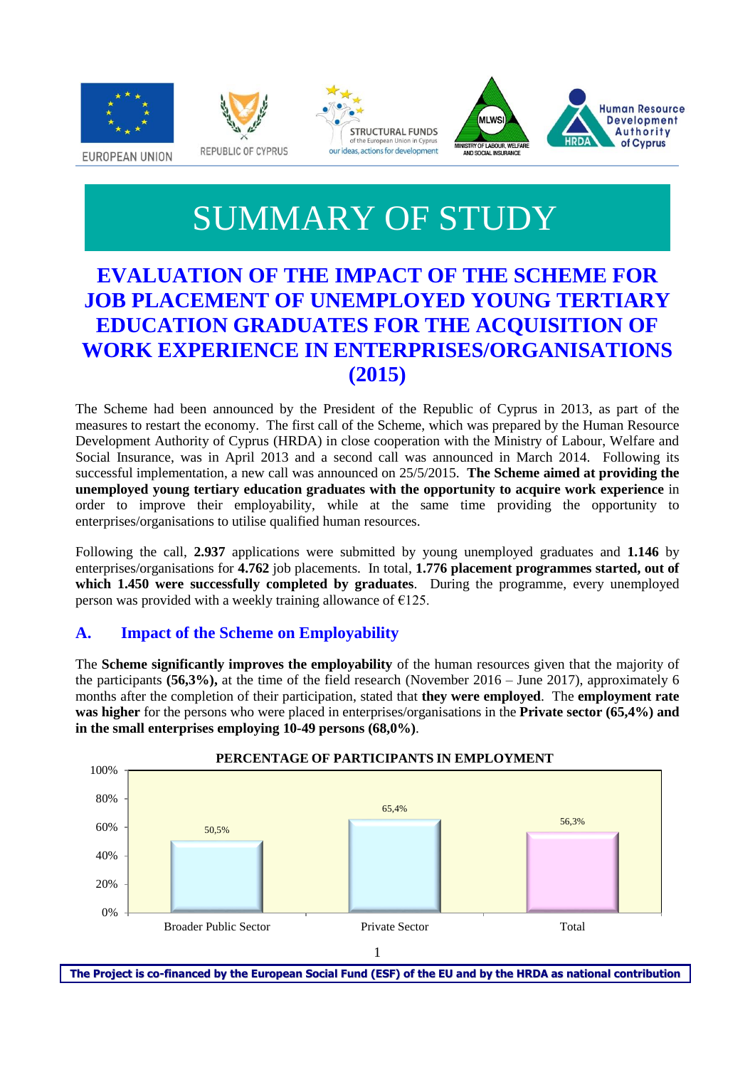# SUMMARY OF STUDY

## EVALUATION OF THE IMPACT OF THE SCHEME FOR JOB PLACEMENT OF UNEMPLOYED YOUNG TERTIARY EDUCATION GRADUATES FOR THE ACQUISITION OF WORK EXPERIENCE IN ENTERPRISES/ORGANISATIONS (2015)

The Scheme had been announced by the President of the Republic of Cyprus in 2013, as part of the measures to restart the economy. The first call of the Scheme, which was prepared by the Human Resource Development Authority of Cyprus (HRDA) in close cooperation with the Ministry of Labour, Welfare and Social Insurance, was in April 2013 and a second call was announced in March 2014. Following its successful implementation, a new call was announced on 25/5/2015. **The Scheme aimed at providing the unemployed young tertiary education graduates with the opportunity to acquire work experience** in order to improve their employability, while at the same time providing the opportunity to enterprises/organisations to utilise qualified human resources.

Following the call, **2.937** applications were submitted by young unemployed graduates and **1.146** by enterprises/organisations for **4.762** job placements. In total, **1.776 placement programmes started, out of which 1.450 were successfully completed by graduates**. During the programme, every unemployed person was provided with a weekly training allowance of €125.

### A. Impact of the Scheme on Employability

The **Scheme significantly improves the employability** of the human resources given that the majority of the participants **(56,3%),** at the time of the field research (November 2016 – June 2017), approximately 6 months after the completion of their participation, stated that **they were employed**. The **employment rate was higher** for the persons who were placed in enterprises/organisations in the **Private sector (65,4%) and in the small enterprises employing 10-49 persons (68,0%)**.

**PERCENTAGE OF PARTICIPANTS IN EMPLOYMENT**

| Broader Public Sector | Private Sector | Total |
|---|---|---|
| 50,5% | 65,4% | 56,3% |

The Project is co-financed by the European Social Fund (ESF) of the EU and by the HRDA as national contribution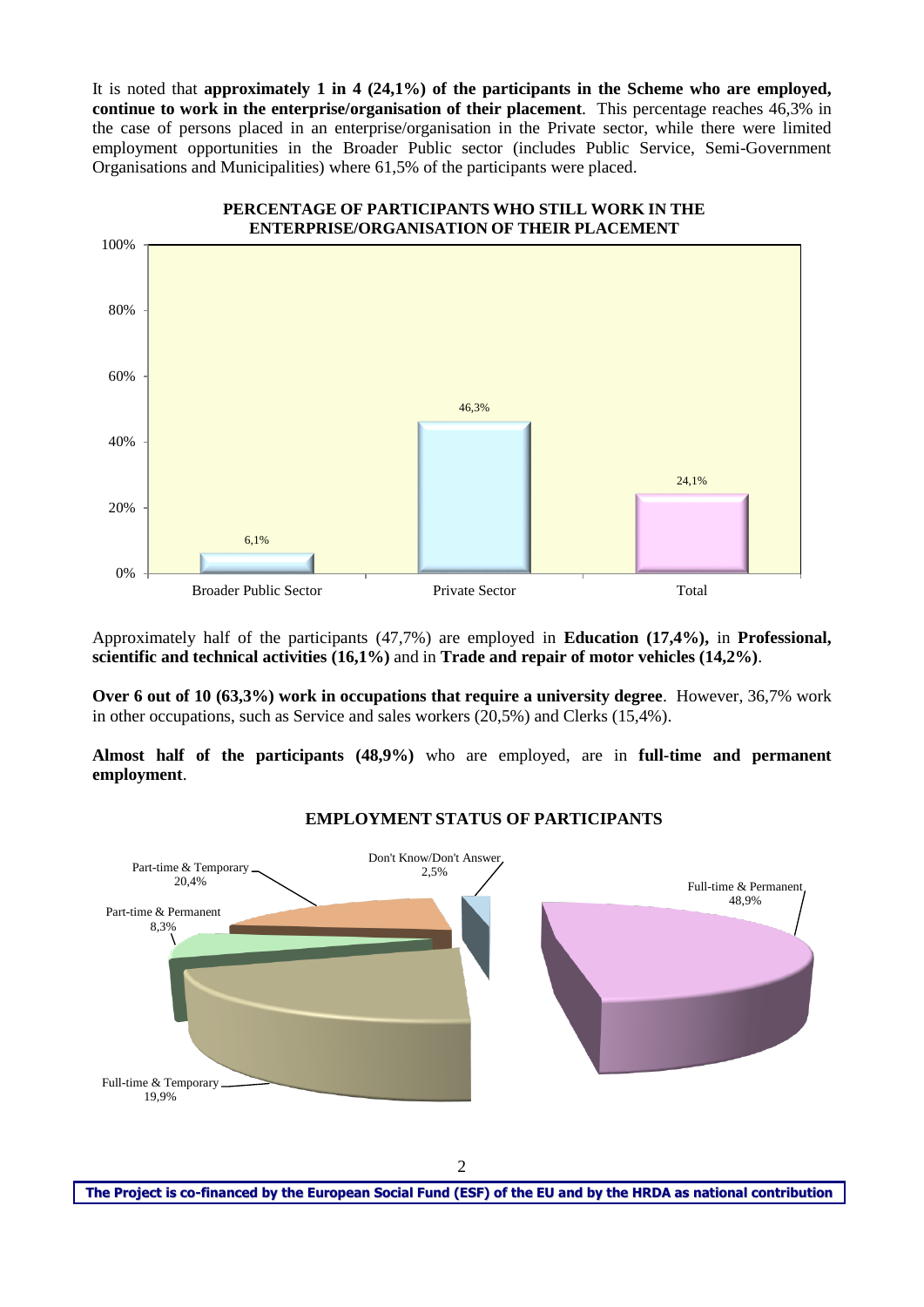It is noted that **approximately 1 in 4 (24,1%) of the participants in the Scheme who are employed, continue to work in the enterprise/organisation of their placement**. This percentage reaches 46,3% in the case of persons placed in an enterprise/organisation in the Private sector, while there were limited employment opportunities in the Broader Public sector (includes Public Service, Semi-Government Organisations and Municipalities) where 61,5% of the participants were placed.

**PERCENTAGE OF PARTICIPANTS WHO STILL WORK IN THE ENTERPRISE/ORGANISATION OF THEIR PLACEMENT**

| Sector | Percentage |
| --- | --- |
| Broader Public Sector | 6,1% |
| Private Sector | 46,3% |
| Total | 24,1% |

Approximately half of the participants (47,7%) are employed in **Education (17,4%),** in **Professional, scientific and technical activities (16,1%)** and in **Trade and repair of motor vehicles (14,2%)**.

**Over 6 out of 10 (63,3%) work in occupations that require a university degree**. However, 36,7% work in other occupations, such as Service and sales workers (20,5%) and Clerks (15,4%).

**Almost half of the participants (48,9%)** who are employed, are in **full-time and permanent employment**.

**EMPLOYMENT STATUS OF PARTICIPANTS**

| Employment status | Percentage |
| --- | --- |
| Full-time & Permanent | 48,9% |
| Full-time & Temporary | 19,9% |
| Part-time & Permanent | 8,3% |
| Part-time & Temporary | 20,4% |
| Don't Know/Don't Answer | 2,5% |

**The Project is co-financed by the European Social Fund (ESF) of the EU and by the HRDA as national contribution**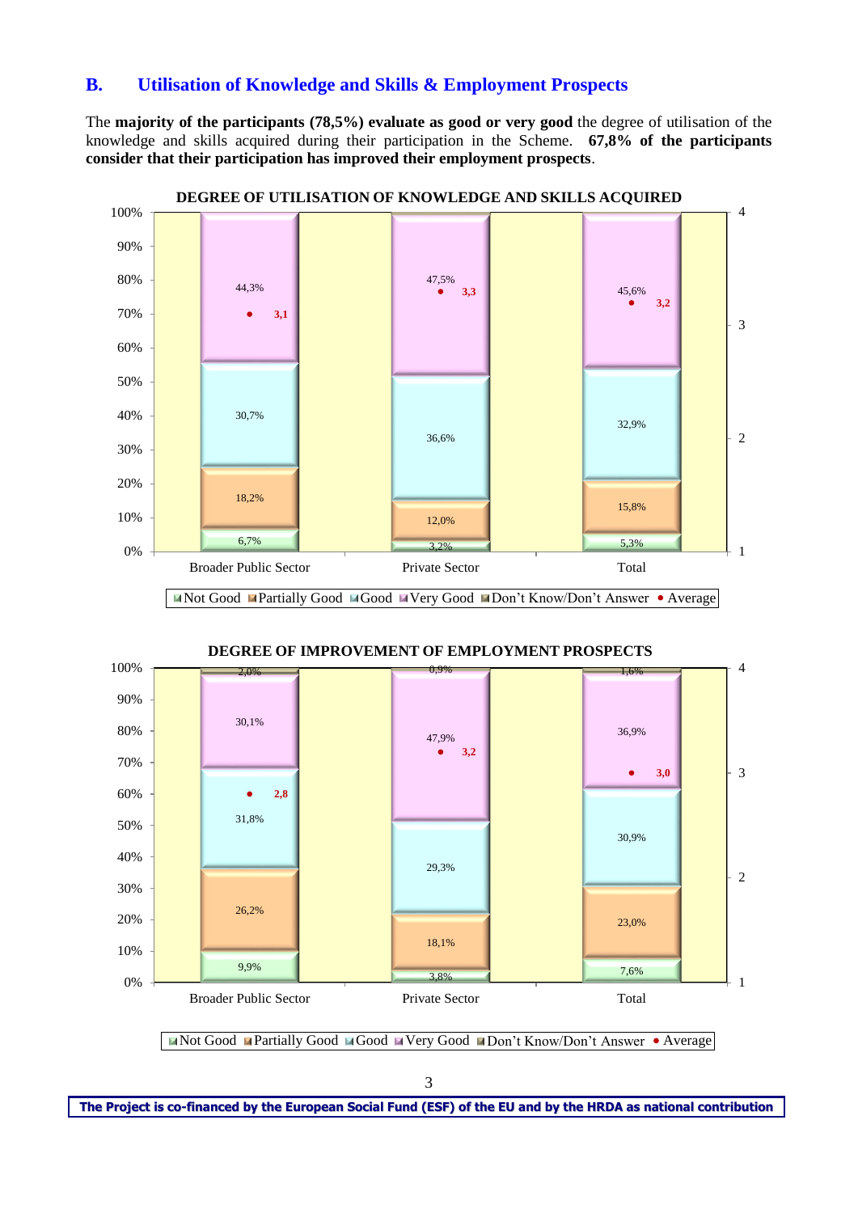## B. Utilisation of Knowledge and Skills & Employment Prospects

The **majority of the participants (78,5%) evaluate as good or very good** the degree of utilisation of the knowledge and skills acquired during their participation in the Scheme. **67,8% of the participants consider that their participation has improved their employment prospects**.

**DEGREE OF UTILISATION OF KNOWLEDGE AND SKILLS ACQUIRED**

| | Broader Public Sector | Private Sector | Total |
|---|---|---|---|
| Not Good | 6,7% | 3,2% | 5,3% |
| Partially Good | 18,2% | 12,0% | 15,8% |
| Good | 30,7% | 36,6% | 32,9% |
| Very Good | 44,3% | 47,5% | 45,6% |
| Average | 3,1 | 3,3 | 3,2 |

**DEGREE OF IMPROVEMENT OF EMPLOYMENT PROSPECTS**

| | Broader Public Sector | Private Sector | Total |
|---|---|---|---|
| Not Good | 9,9% | 3,8% | 7,6% |
| Partially Good | 26,2% | 18,1% | 23,0% |
| Good | 31,8% | 29,3% | 30,9% |
| Very Good | 30,1% | 47,9% | 36,9% |
| Don't Know/Don't Answer | 2,0% | 0,9% | 1,6% |
| Average | 2,8 | 3,2 | 3,0 |

**The Project is co-financed by the European Social Fund (ESF) of the EU and by the HRDA as national contribution**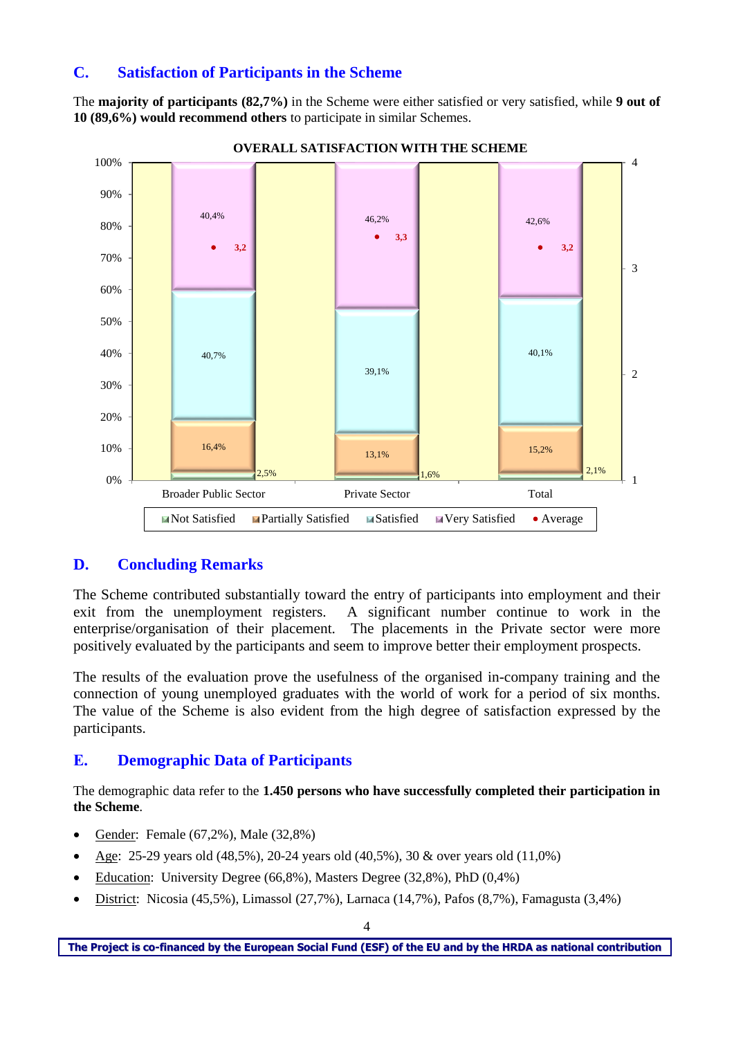## C. Satisfaction of Participants in the Scheme

The **majority of participants (82,7%)** in the Scheme were either satisfied or very satisfied, while **9 out of 10 (89,6%) would recommend others** to participate in similar Schemes.

**OVERALL SATISFACTION WITH THE SCHEME**

100%
90%
80%
70%
60%
50%
40%
30%
20%
10%
0%

4
3
2
1

Broader Public Sector: 2,5% | 16,4% | 40,7% | 40,4% | 3,2

Private Sector: 1,6% | 13,1% | 39,1% | 46,2% | 3,3

Total: 2,1% | 15,2% | 40,1% | 42,6% | 3,2

Not Satisfied | Partially Satisfied | Satisfied | Very Satisfied | Average

## D. Concluding Remarks

The Scheme contributed substantially toward the entry of participants into employment and their exit from the unemployment registers. A significant number continue to work in the enterprise/organisation of their placement. The placements in the Private sector were more positively evaluated by the participants and seem to improve better their employment prospects.

The results of the evaluation prove the usefulness of the organised in-company training and the connection of young unemployed graduates with the world of work for a period of six months. The value of the Scheme is also evident from the high degree of satisfaction expressed by the participants.

## E. Demographic Data of Participants

The demographic data refer to the **1.450 persons who have successfully completed their participation in the Scheme**.

- Gender: Female (67,2%), Male (32,8%)
- Age: 25-29 years old (48,5%), 20-24 years old (40,5%), 30 & over years old (11,0%)
- Education: University Degree (66,8%), Masters Degree (32,8%), PhD (0,4%)
- District: Nicosia (45,5%), Limassol (27,7%), Larnaca (14,7%), Pafos (8,7%), Famagusta (3,4%)

**The Project is co-financed by the European Social Fund (ESF) of the EU and by the HRDA as national contribution**